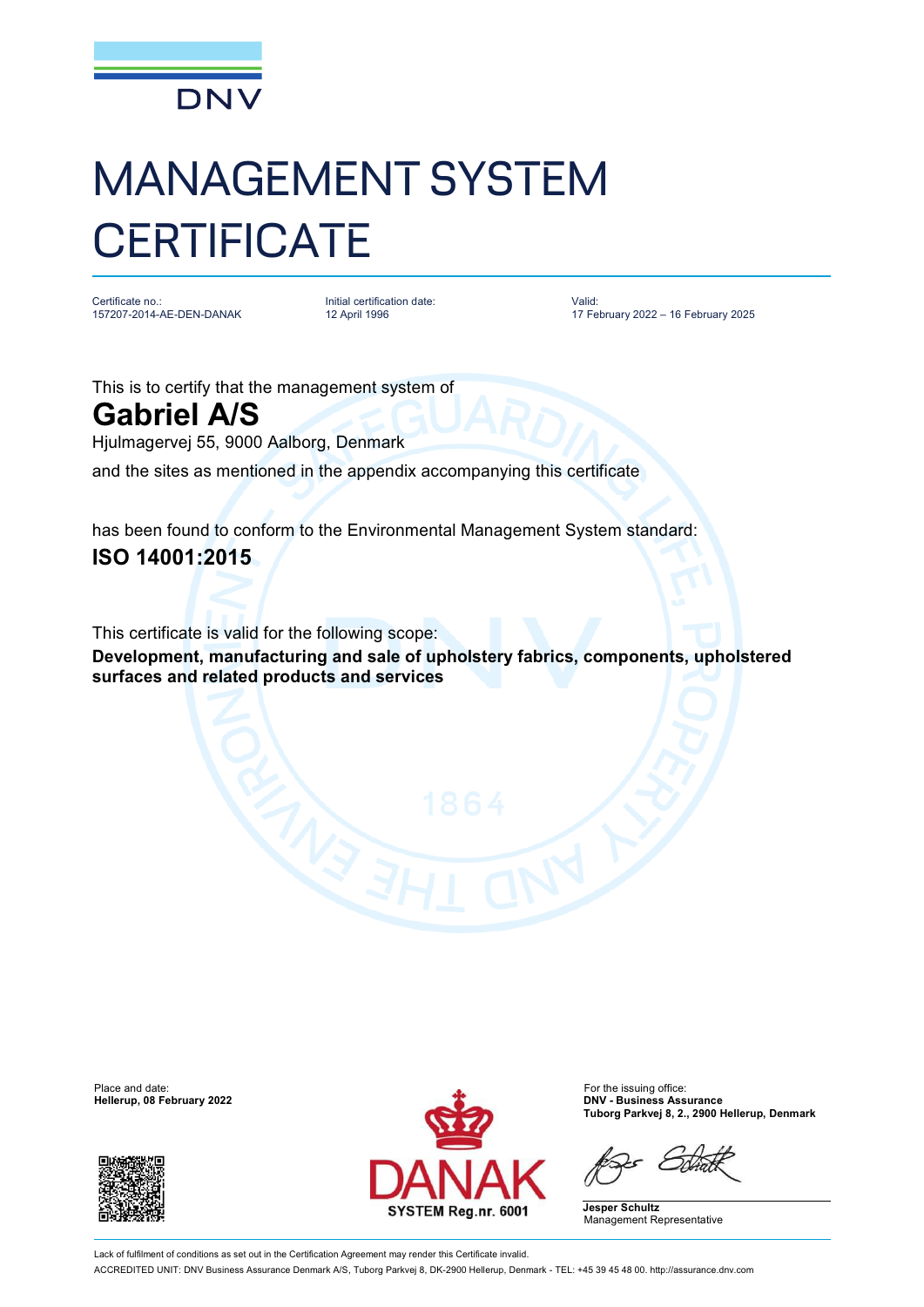DNV

# MANAGEMENT SYSTEM CERTIFICATE

| Certificate no.: | Initial certification date: | Valid: |
| --- | --- | --- |
| 157207-2014-AE-DEN-DANAK | 12 April 1996 | 17 February 2022 – 16 February 2025 |

This is to certify that the management system of

## Gabriel A/S

Hjulmagervej 55, 9000 Aalborg, Denmark

and the sites as mentioned in the appendix accompanying this certificate

has been found to conform to the Environmental Management System standard:

**ISO 14001:2015**

This certificate is valid for the following scope:

**Development, manufacturing and sale of upholstery fabrics, components, upholstered surfaces and related products and services**

Place and date:
**Hellerup, 08 February 2022**

DANAK
SYSTEM Reg.nr. 6001

For the issuing office:
**DNV - Business Assurance**
**Tuborg Parkvej 8, 2., 2900 Hellerup, Denmark**

**Jesper Schultz**
Management Representative

Lack of fulfilment of conditions as set out in the Certification Agreement may render this Certificate invalid.

ACCREDITED UNIT: DNV Business Assurance Denmark A/S, Tuborg Parkvej 8, DK-2900 Hellerup, Denmark - TEL: +45 39 45 48 00. http://assurance.dnv.com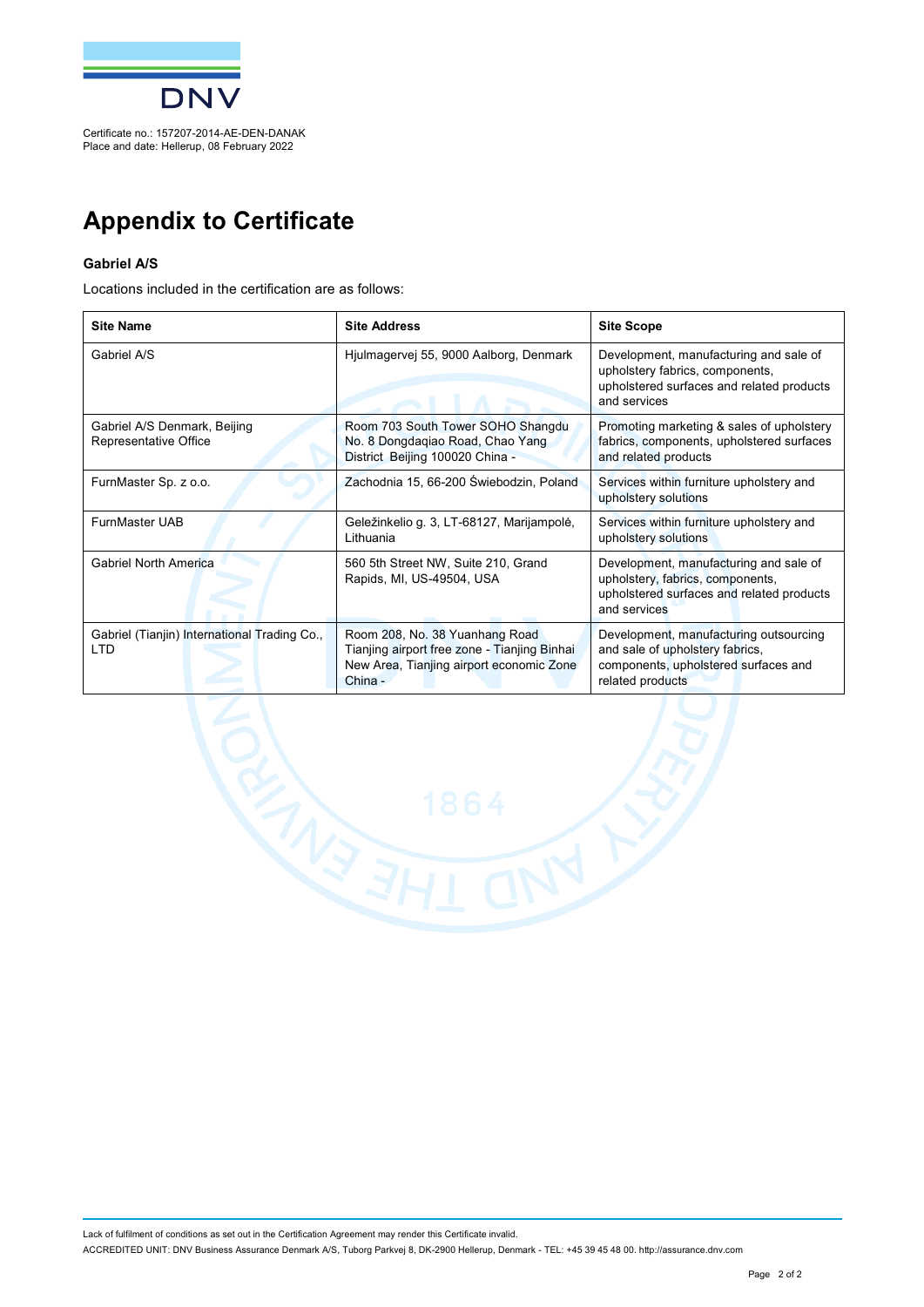Certificate no.: 157207-2014-AE-DEN-DANAK
Place and date: Hellerup, 08 February 2022

# Appendix to Certificate

**Gabriel A/S**

Locations included in the certification are as follows:

| Site Name | Site Address | Site Scope |
|---|---|---|
| Gabriel A/S | Hjulmagervej 55, 9000 Aalborg, Denmark | Development, manufacturing and sale of upholstery fabrics, components, upholstered surfaces and related products and services |
| Gabriel A/S Denmark, Beijing Representative Office | Room 703 South Tower SOHO Shangdu No. 8 Dongdaqiao Road, Chao Yang District Beijing 100020 China - | Promoting marketing & sales of upholstery fabrics, components, upholstered surfaces and related products |
| FurnMaster Sp. z o.o. | Zachodnia 15, 66-200 Świebodzin, Poland | Services within furniture upholstery and upholstery solutions |
| FurnMaster UAB | Geležinkelio g. 3, LT-68127, Marijampolė, Lithuania | Services within furniture upholstery and upholstery solutions |
| Gabriel North America | 560 5th Street NW, Suite 210, Grand Rapids, MI, US-49504, USA | Development, manufacturing and sale of upholstery, fabrics, components, upholstered surfaces and related products and services |
| Gabriel (Tianjin) International Trading Co., LTD | Room 208, No. 38 Yuanhang Road Tianjing airport free zone - Tianjing Binhai New Area, Tianjing airport economic Zone China - | Development, manufacturing outsourcing and sale of upholstery fabrics, components, upholstered surfaces and related products |

Lack of fulfilment of conditions as set out in the Certification Agreement may render this Certificate invalid.

ACCREDITED UNIT: DNV Business Assurance Denmark A/S, Tuborg Parkvej 8, DK-2900 Hellerup, Denmark - TEL: +45 39 45 48 00. http://assurance.dnv.com